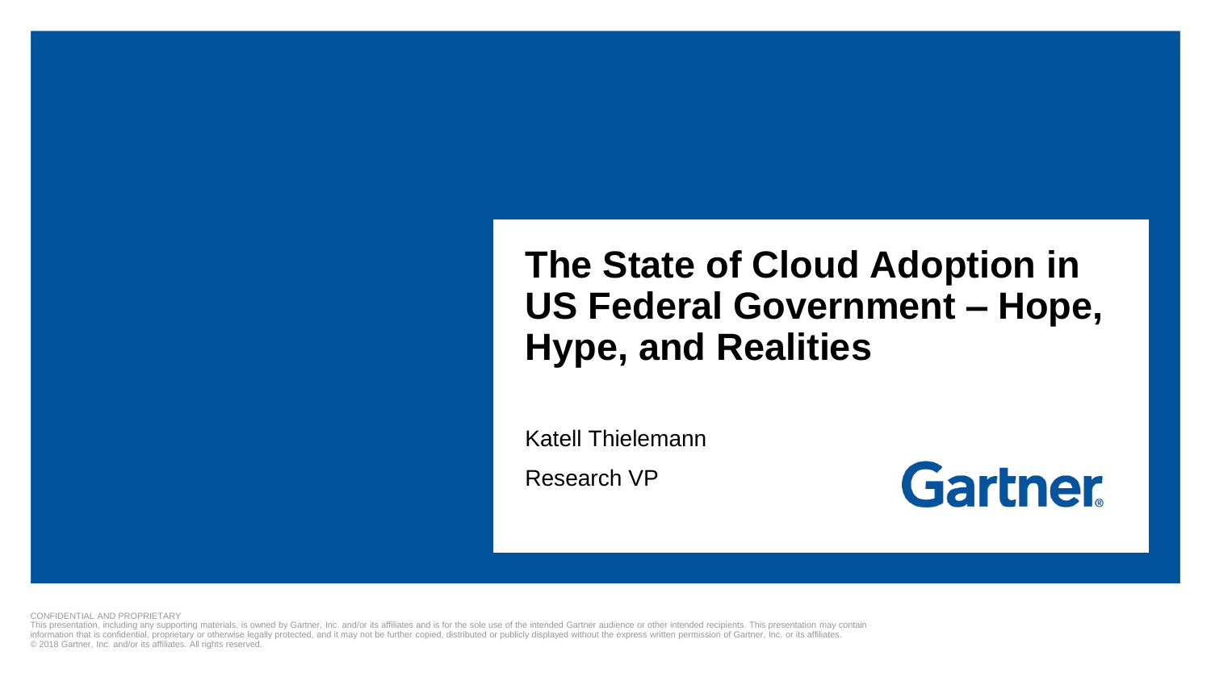# The State of Cloud Adoption in US Federal Government – Hope, Hype, and Realities

Katell Thielemann

Research VP

Gartner

CONFIDENTIAL AND PROPRIETARY

This presentation, including any supporting materials, is owned by Gartner, Inc. and/or its affiliates and is for the sole use of the intended Gartner audience or other intended recipients. This presentation may contain information that is confidential, proprietary or otherwise legally protected, and it may not be further copied, distributed or publicly displayed without the express written permission of Gartner, Inc. or its affiliates.

© 2018 Gartner, Inc. and/or its affiliates. All rights reserved.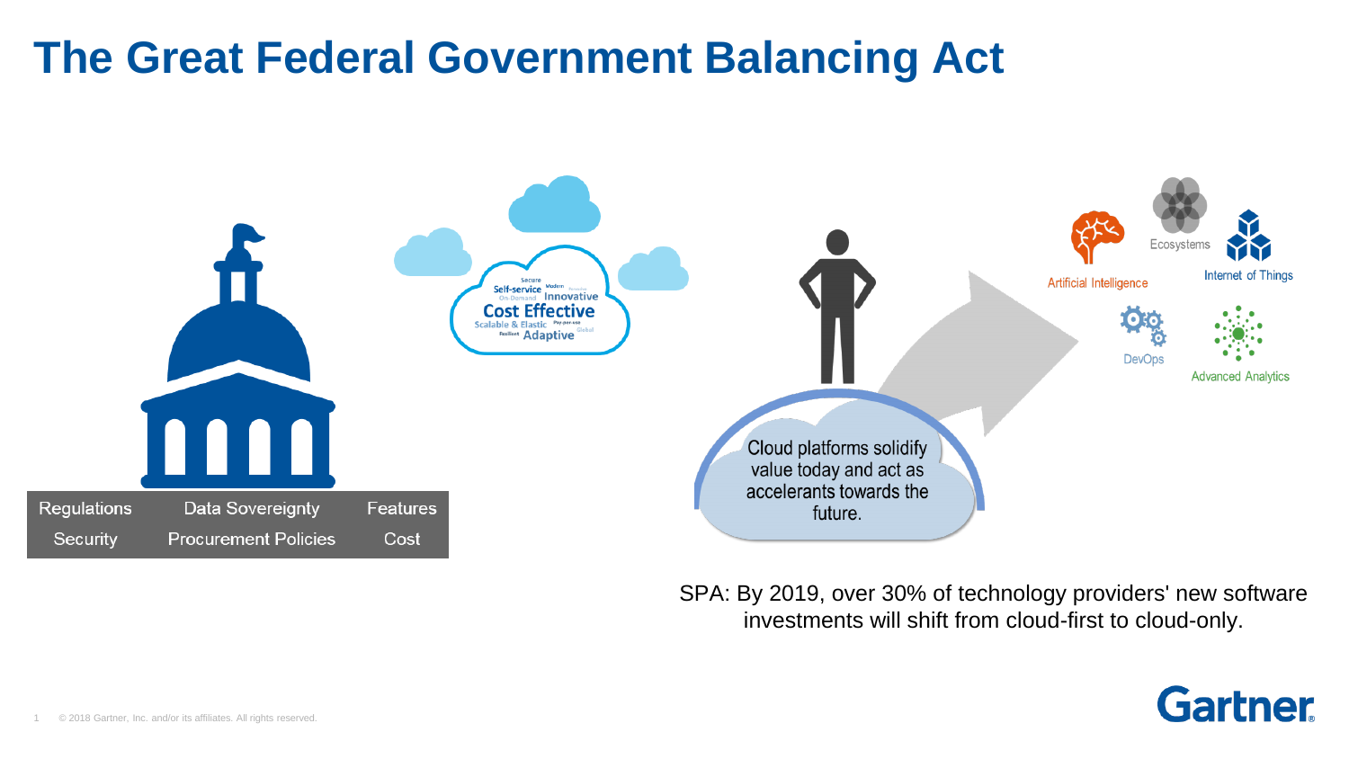# The Great Federal Government Balancing Act

| Regulations | Data Sovereignty | Features |
|---|---|---|
| Security | Procurement Policies | Cost |

Secure
Self-service
Modern
On-Demand
Innovative
Cost Effective
Scalable & Elastic
Pay-per-use
Resilient
Adaptive
Global

Cloud platforms solidify value today and act as accelerants towards the future.

Artificial Intelligence
Ecosystems
Internet of Things
DevOps
Advanced Analytics

SPA: By 2019, over 30% of technology providers' new software investments will shift from cloud-first to cloud-only.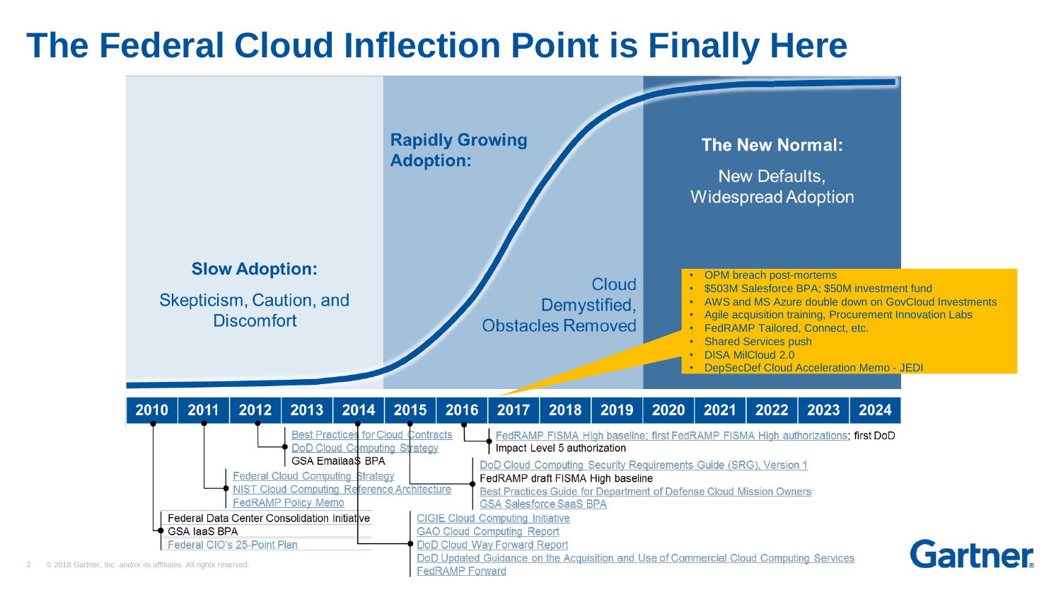# The Federal Cloud Inflection Point is Finally Here

**Slow Adoption:**

Skepticism, Caution, and Discomfort

**Rapidly Growing Adoption:**

Cloud Demystified, Obstacles Removed

**The New Normal:**

New Defaults, Widespread Adoption

- OPM breach post-mortems
- $503M Salesforce BPA; $50M investment fund
- AWS and MS Azure double down on GovCloud Investments
- Agile acquisition training, Procurement Innovation Labs
- FedRAMP Tailored, Connect, etc.
- Shared Services push
- DISA MilCloud 2.0
- DepSecDef Cloud Acceleration Memo - JEDI

| 2010 | 2011 | 2012 | 2013 | 2014 | 2015 | 2016 | 2017 | 2018 | 2019 | 2020 | 2021 | 2022 | 2023 | 2024 |
|---|---|---|---|---|---|---|---|---|---|---|---|---|---|---|

**2010:**
- Federal Data Center Consolidation Initiative
- GSA IaaS BPA
- Federal CIO's 25-Point Plan

**2011:**
- Federal Cloud Computing Strategy
- NIST Cloud Computing Reference Architecture
- FedRAMP Policy Memo

**2012:**
- Best Practices for Cloud Contracts
- DoD Cloud Computing Strategy
- GSA EmailaaS BPA

**2014:**
- CIGIE Cloud Computing Initiative
- GAO Cloud Computing Report
- DoD Cloud Way Forward Report
- DoD Updated Guidance on the Acquisition and Use of Commercial Cloud Computing Services
- FedRAMP Forward

**2015:**
- DoD Cloud Computing Security Requirements Guide (SRG), Version 1
- FedRAMP draft FISMA High baseline
- Best Practices Guide for Department of Defense Cloud Mission Owners
- GSA Salesforce SaaS BPA

**2016:**
- FedRAMP FISMA High baseline; first FedRAMP FISMA High authorizations; first DoD Impact Level 5 authorization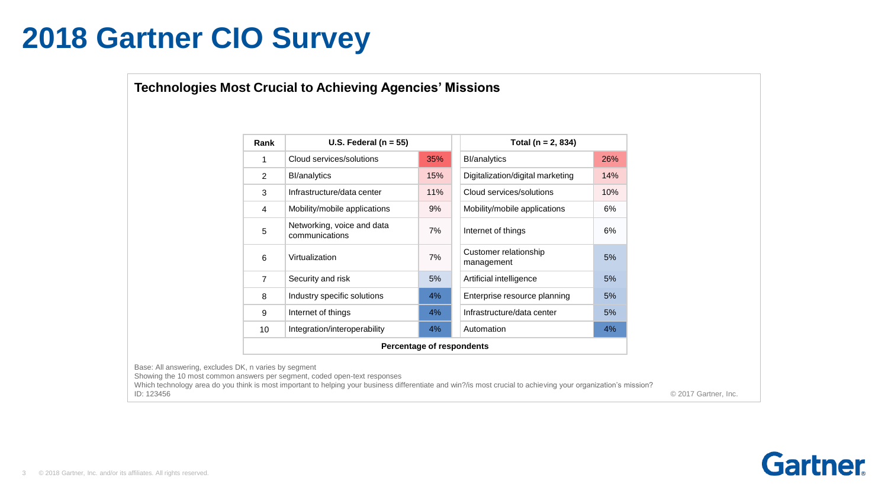# 2018 Gartner CIO Survey

## Technologies Most Crucial to Achieving Agencies' Missions

| Rank | U.S. Federal (n = 55) | | Total (n = 2, 834) | |
|---|---|---|---|---|
| 1 | Cloud services/solutions | 35% | BI/analytics | 26% |
| 2 | BI/analytics | 15% | Digitalization/digital marketing | 14% |
| 3 | Infrastructure/data center | 11% | Cloud services/solutions | 10% |
| 4 | Mobility/mobile applications | 9% | Mobility/mobile applications | 6% |
| 5 | Networking, voice and data communications | 7% | Internet of things | 6% |
| 6 | Virtualization | 7% | Customer relationship management | 5% |
| 7 | Security and risk | 5% | Artificial intelligence | 5% |
| 8 | Industry specific solutions | 4% | Enterprise resource planning | 5% |
| 9 | Internet of things | 4% | Infrastructure/data center | 5% |
| 10 | Integration/interoperability | 4% | Automation | 4% |

**Percentage of respondents**

Base: All answering, excludes DK, n varies by segment
Showing the 10 most common answers per segment, coded open-text responses
Which technology area do you think is most important to helping your business differentiate and win?/is most crucial to achieving your organization's mission?
ID: 123456

© 2017 Gartner, Inc.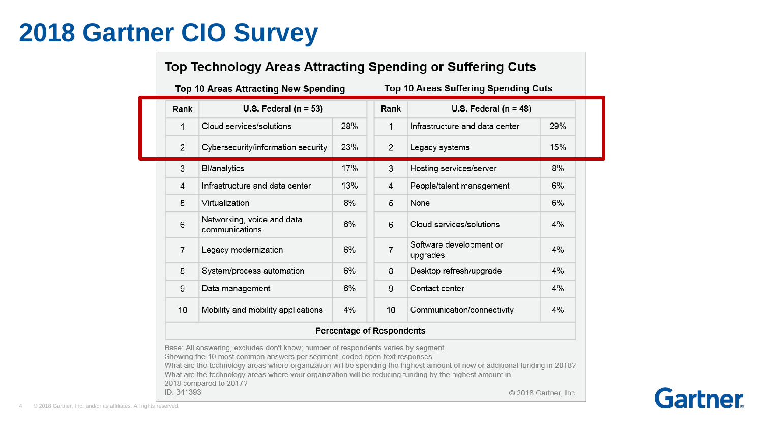# 2018 Gartner CIO Survey

## Top Technology Areas Attracting Spending or Suffering Cuts

| Top 10 Areas Attracting New Spending | | | Top 10 Areas Suffering Spending Cuts | | |
|---|---|---|---|---|---|
| **Rank** | **U.S. Federal (n = 53)** | | **Rank** | **U.S. Federal (n = 48)** | |
| 1 | Cloud services/solutions | 28% | 1 | Infrastructure and data center | 29% |
| 2 | Cybersecurity/information security | 23% | 2 | Legacy systems | 15% |
| 3 | BI/analytics | 17% | 3 | Hosting services/server | 8% |
| 4 | Infrastructure and data center | 13% | 4 | People/talent management | 6% |
| 5 | Virtualization | 8% | 5 | None | 6% |
| 6 | Networking, voice and data communications | 6% | 6 | Cloud services/solutions | 4% |
| 7 | Legacy modernization | 6% | 7 | Software development or upgrades | 4% |
| 8 | System/process automation | 6% | 8 | Desktop refresh/upgrade | 4% |
| 9 | Data management | 6% | 9 | Contact center | 4% |
| 10 | Mobility and mobility applications | 4% | 10 | Communication/connectivity | 4% |

**Percentage of Respondents**

Base: All answering, excludes don't know; number of respondents varies by segment.
Showing the 10 most common answers per segment, coded open-text responses.
What are the technology areas where organization will be spending the highest amount of new or additional funding in 2018?
What are the technology areas where your organization will be reducing funding by the highest amount in 2018 compared to 2017?
ID: 341393

© 2018 Gartner, Inc.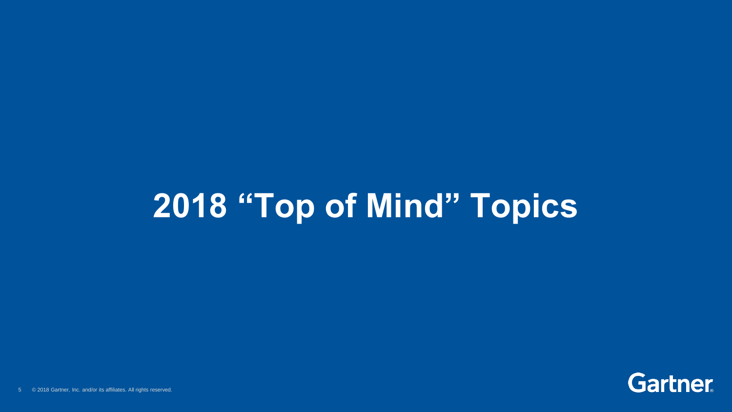# 2018 “Top of Mind” Topics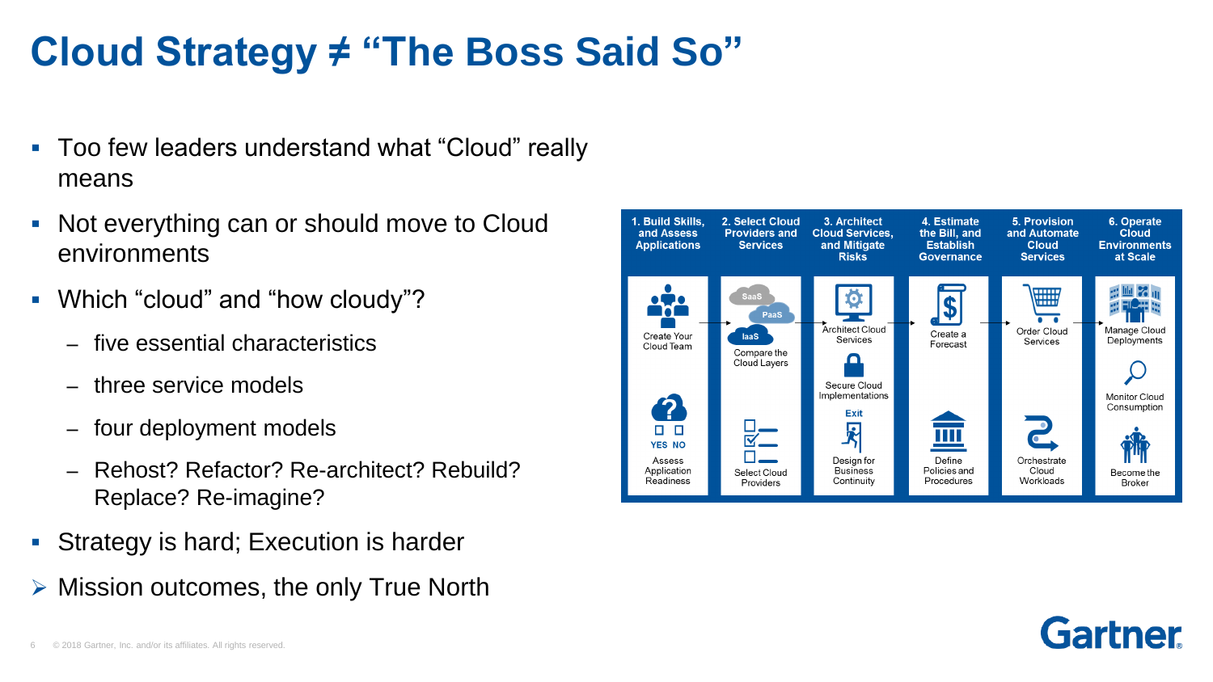# Cloud Strategy ≠ "The Boss Said So"

- Too few leaders understand what "Cloud" really means
- Not everything can or should move to Cloud environments
- Which "cloud" and "how cloudy"?
  - five essential characteristics
  - three service models
  - four deployment models
  - Rehost? Refactor? Re-architect? Rebuild? Replace? Re-imagine?
- Strategy is hard; Execution is harder
- Mission outcomes, the only True North

| 1. Build Skills, and Assess Applications | 2. Select Cloud Providers and Services | 3. Architect Cloud Services, and Mitigate Risks | 4. Estimate the Bill, and Establish Governance | 5. Provision and Automate Cloud Services | 6. Operate Cloud Environments at Scale |
|---|---|---|---|---|---|
| Create Your Cloud Team | Compare the Cloud Layers (SaaS, PaaS, IaaS) | Architect Cloud Services | Create a Forecast | Order Cloud Services | Manage Cloud Deployments |
| | | Secure Cloud Implementations | | | Monitor Cloud Consumption |
| Assess Application Readiness (YES / NO) | Select Cloud Providers | Design for Business Continuity (Exit) | Define Policies and Procedures | Orchestrate Cloud Workloads | Become the Broker |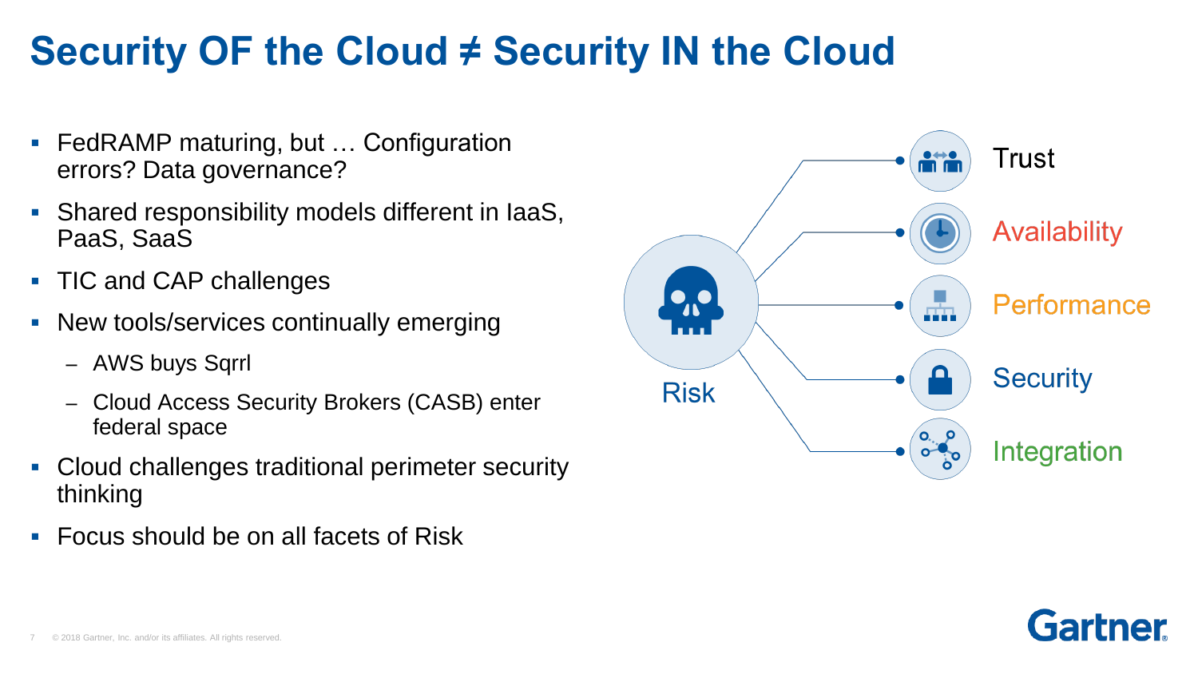# Security OF the Cloud ≠ Security IN the Cloud

- FedRAMP maturing, but … Configuration errors? Data governance?
- Shared responsibility models different in IaaS, PaaS, SaaS
- TIC and CAP challenges
- New tools/services continually emerging
  - AWS buys Sqrrl
  - Cloud Access Security Brokers (CASB) enter federal space
- Cloud challenges traditional perimeter security thinking
- Focus should be on all facets of Risk

Risk

- Trust
- Availability
- Performance
- Security
- Integration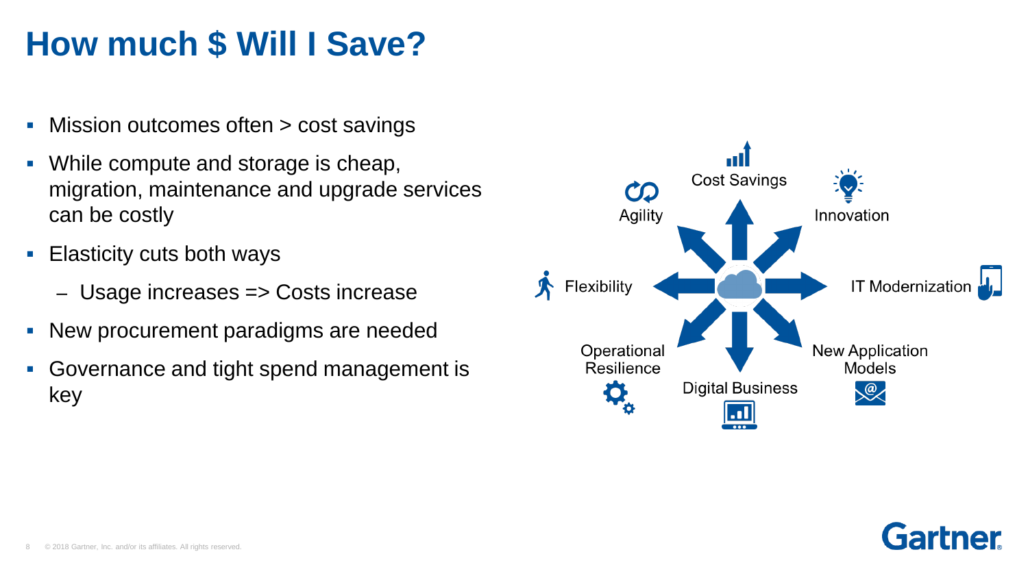# How much $ Will I Save?

- Mission outcomes often > cost savings
- While compute and storage is cheap, migration, maintenance and upgrade services can be costly
- Elasticity cuts both ways
  - Usage increases => Costs increase
- New procurement paradigms are needed
- Governance and tight spend management is key

Cost Savings

Agility

Innovation

Flexibility

IT Modernization

Operational Resilience

New Application Models

Digital Business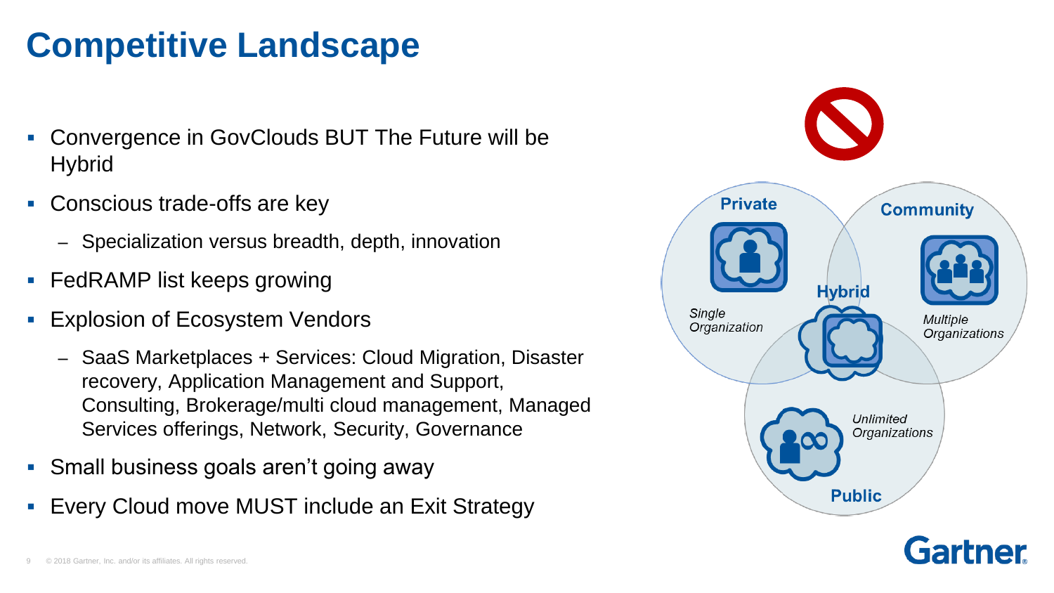# Competitive Landscape

- Convergence in GovClouds BUT The Future will be Hybrid
- Conscious trade-offs are key
  - Specialization versus breadth, depth, innovation
- FedRAMP list keeps growing
- Explosion of Ecosystem Vendors
  - SaaS Marketplaces + Services: Cloud Migration, Disaster recovery, Application Management and Support, Consulting, Brokerage/multi cloud management, Managed Services offerings, Network, Security, Governance
- Small business goals aren't going away
- Every Cloud move MUST include an Exit Strategy

**Private**

*Single Organization*

**Community**

*Multiple Organizations*

**Hybrid**

*Unlimited Organizations*

**Public**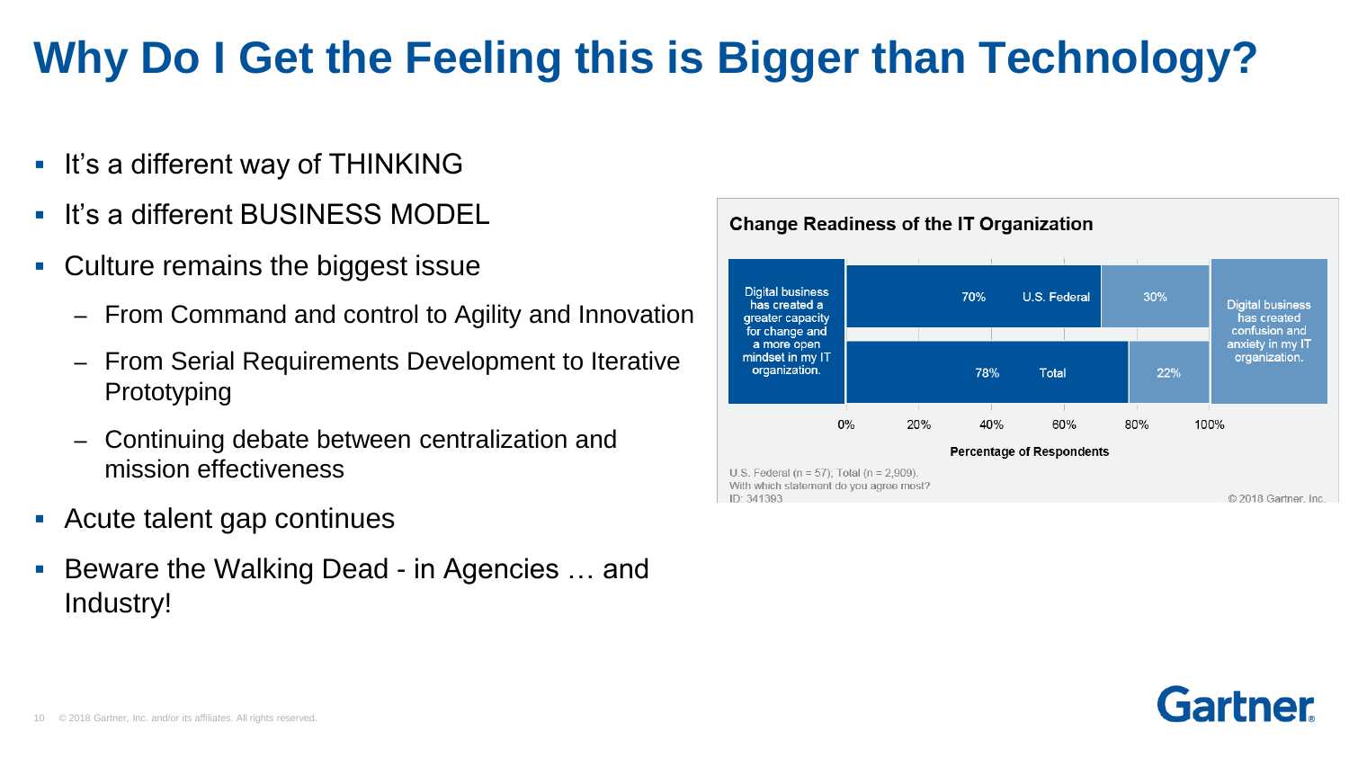# Why Do I Get the Feeling this is Bigger than Technology?

- It's a different way of THINKING
- It's a different BUSINESS MODEL
- Culture remains the biggest issue
  - From Command and control to Agility and Innovation
  - From Serial Requirements Development to Iterative Prototyping
  - Continuing debate between centralization and mission effectiveness
- Acute talent gap continues
- Beware the Walking Dead - in Agencies … and Industry!

**Change Readiness of the IT Organization**

| | Digital business has created a greater capacity for change and a more open mindset in my IT organization. | Digital business has created confusion and anxiety in my IT organization. |
|---|---|---|
| U.S. Federal | 70% | 30% |
| Total | 78% | 22% |

Percentage of Respondents

U.S. Federal (n = 57); Total (n = 2,909).
With which statement do you agree most?
ID: 341393

© 2018 Gartner, Inc.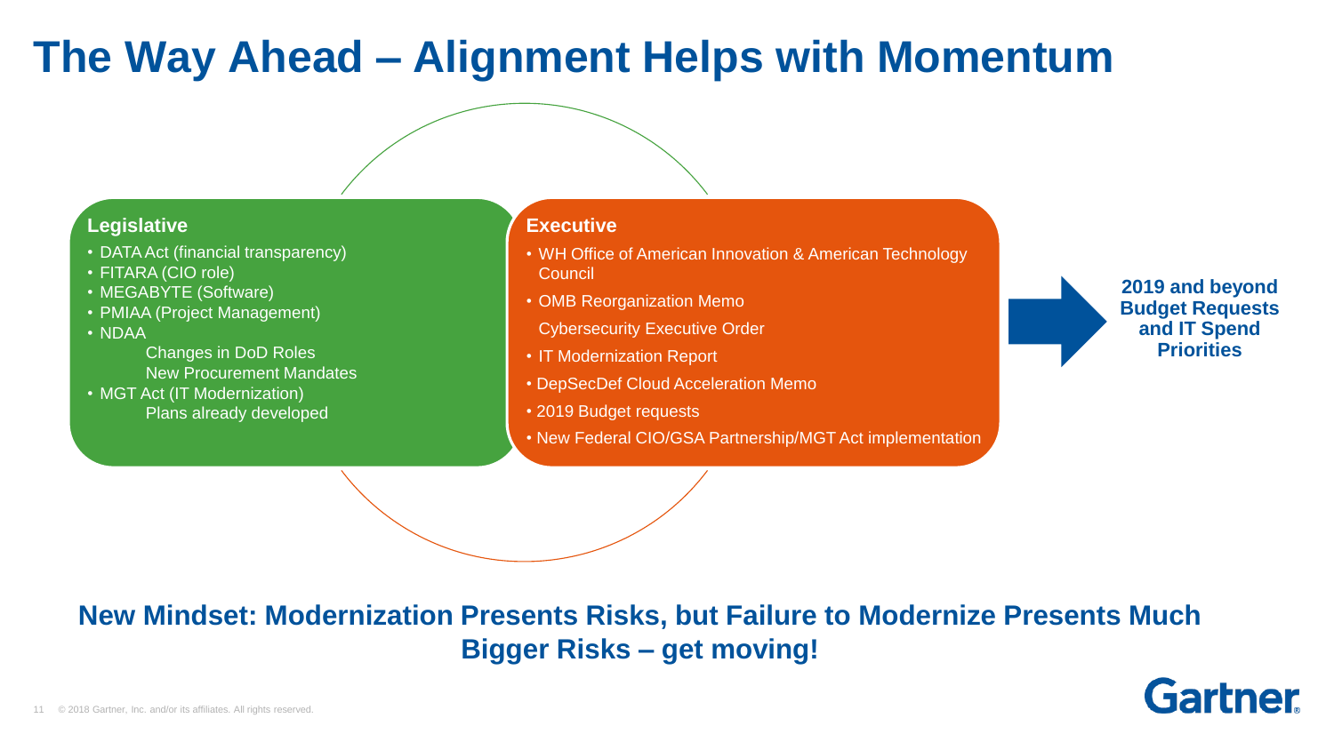# The Way Ahead – Alignment Helps with Momentum

### Legislative

- DATA Act (financial transparency)
- FITARA (CIO role)
- MEGABYTE (Software)
- PMIAA (Project Management)
- NDAA
  - Changes in DoD Roles
  - New Procurement Mandates
- MGT Act (IT Modernization)
  - Plans already developed

### Executive

- WH Office of American Innovation & American Technology Council
- OMB Reorganization Memo
  Cybersecurity Executive Order
- IT Modernization Report
- DepSecDef Cloud Acceleration Memo
- 2019 Budget requests
- New Federal CIO/GSA Partnership/MGT Act implementation

**2019 and beyond Budget Requests and IT Spend Priorities**

**New Mindset: Modernization Presents Risks, but Failure to Modernize Presents Much Bigger Risks – get moving!**

© 2018 Gartner, Inc. and/or its affiliates. All rights reserved.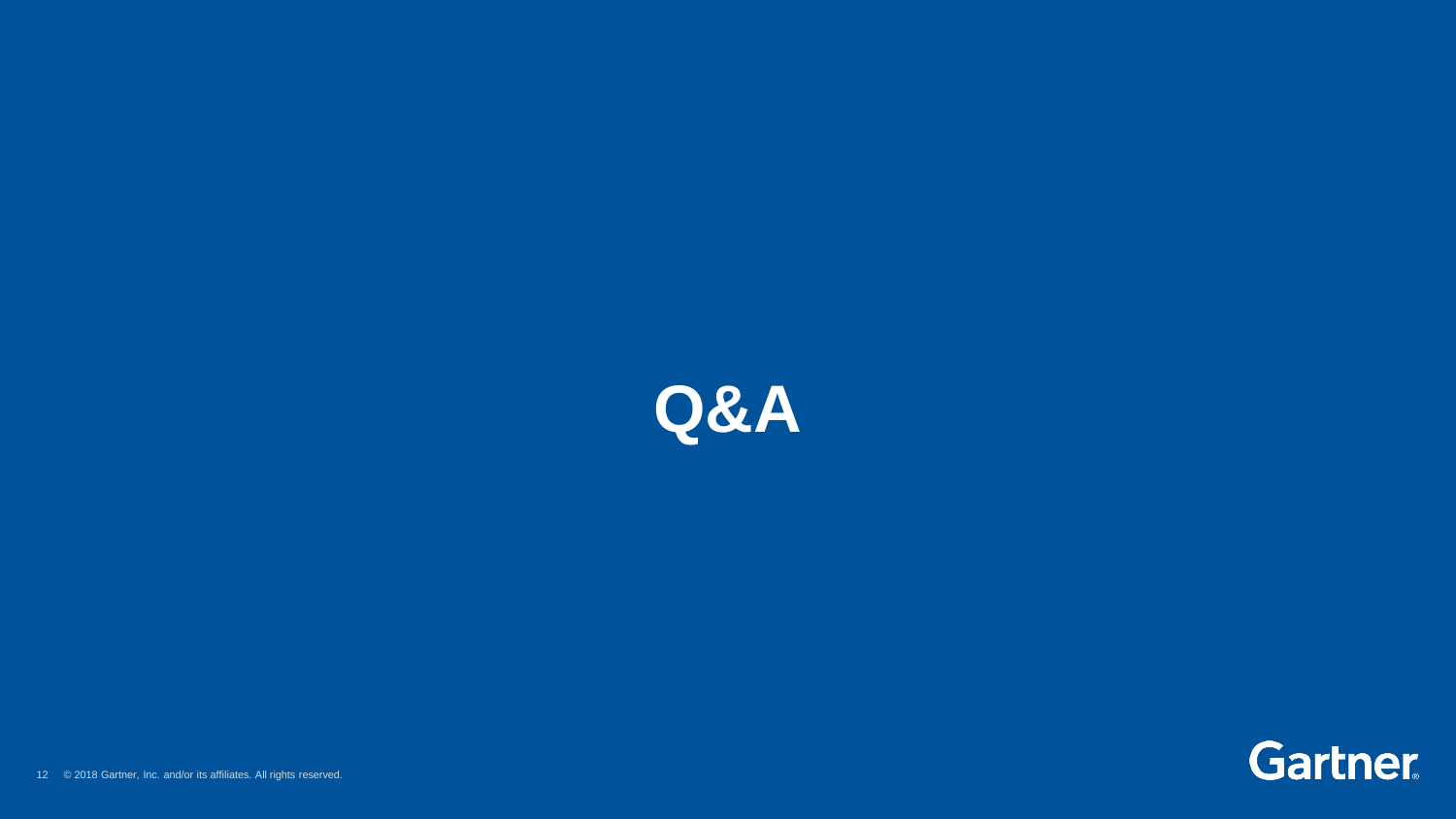# Q&A